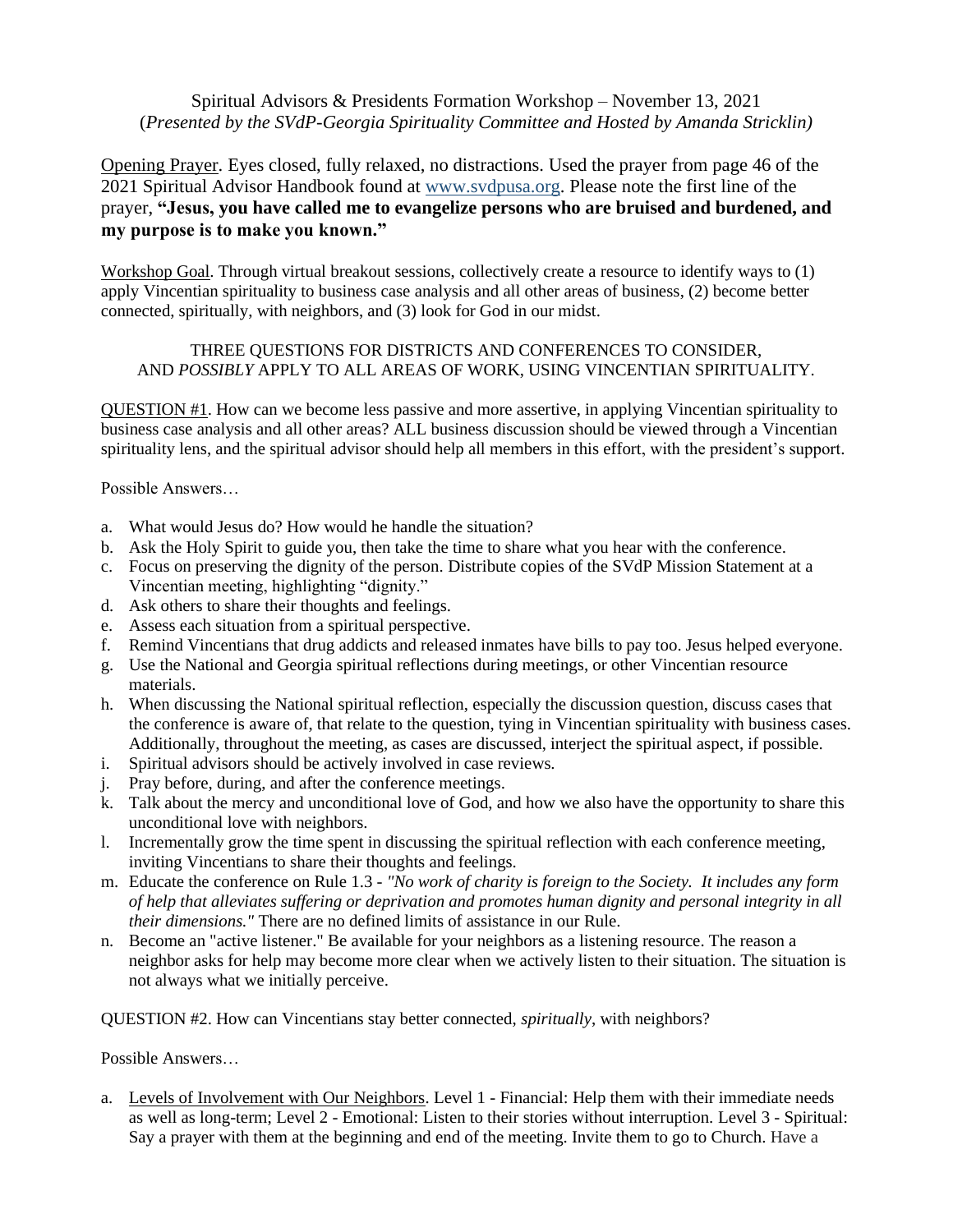Spiritual Advisors & Presidents Formation Workshop – November 13, 2021
(*Presented by the SVdP-Georgia Spirituality Committee and Hosted by Amanda Stricklin)*

Opening Prayer. Eyes closed, fully relaxed, no distractions. Used the prayer from page 46 of the 2021 Spiritual Advisor Handbook found at www.svdpusa.org. Please note the first line of the prayer, **"Jesus, you have called me to evangelize persons who are bruised and burdened, and my purpose is to make you known."**

Workshop Goal. Through virtual breakout sessions, collectively create a resource to identify ways to (1) apply Vincentian spirituality to business case analysis and all other areas of business, (2) become better connected, spiritually, with neighbors, and (3) look for God in our midst.

THREE QUESTIONS FOR DISTRICTS AND CONFERENCES TO CONSIDER, AND *POSSIBLY* APPLY TO ALL AREAS OF WORK, USING VINCENTIAN SPIRITUALITY.

QUESTION #1. How can we become less passive and more assertive, in applying Vincentian spirituality to business case analysis and all other areas? ALL business discussion should be viewed through a Vincentian spirituality lens, and the spiritual advisor should help all members in this effort, with the president's support.

Possible Answers…

a. What would Jesus do? How would he handle the situation?
b. Ask the Holy Spirit to guide you, then take the time to share what you hear with the conference.
c. Focus on preserving the dignity of the person. Distribute copies of the SVdP Mission Statement at a Vincentian meeting, highlighting "dignity."
d. Ask others to share their thoughts and feelings.
e. Assess each situation from a spiritual perspective.
f. Remind Vincentians that drug addicts and released inmates have bills to pay too. Jesus helped everyone.
g. Use the National and Georgia spiritual reflections during meetings, or other Vincentian resource materials.
h. When discussing the National spiritual reflection, especially the discussion question, discuss cases that the conference is aware of, that relate to the question, tying in Vincentian spirituality with business cases. Additionally, throughout the meeting, as cases are discussed, interject the spiritual aspect, if possible.
i. Spiritual advisors should be actively involved in case reviews.
j. Pray before, during, and after the conference meetings.
k. Talk about the mercy and unconditional love of God, and how we also have the opportunity to share this unconditional love with neighbors.
l. Incrementally grow the time spent in discussing the spiritual reflection with each conference meeting, inviting Vincentians to share their thoughts and feelings.
m. Educate the conference on Rule 1.3 - *"No work of charity is foreign to the Society. It includes any form of help that alleviates suffering or deprivation and promotes human dignity and personal integrity in all their dimensions."* There are no defined limits of assistance in our Rule.
n. Become an "active listener." Be available for your neighbors as a listening resource. The reason a neighbor asks for help may become more clear when we actively listen to their situation. The situation is not always what we initially perceive.

QUESTION #2. How can Vincentians stay better connected, *spiritually*, with neighbors?

Possible Answers…

a. Levels of Involvement with Our Neighbors. Level 1 - Financial: Help them with their immediate needs as well as long-term; Level 2 - Emotional: Listen to their stories without interruption. Level 3 - Spiritual: Say a prayer with them at the beginning and end of the meeting. Invite them to go to Church. Have a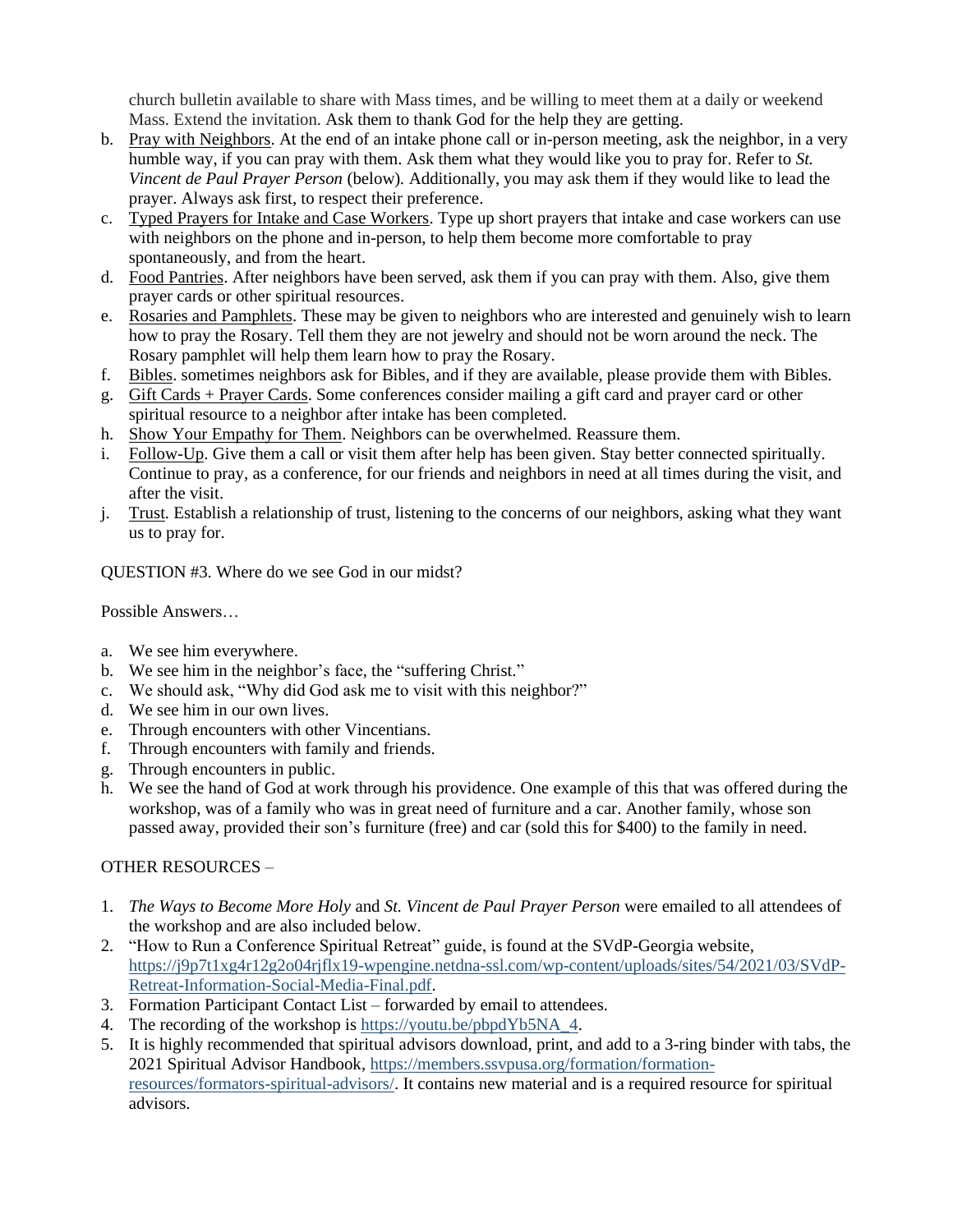church bulletin available to share with Mass times, and be willing to meet them at a daily or weekend Mass. Extend the invitation. Ask them to thank God for the help they are getting.

b. <u>Pray with Neighbors</u>. At the end of an intake phone call or in-person meeting, ask the neighbor, in a very humble way, if you can pray with them. Ask them what they would like you to pray for. Refer to *St. Vincent de Paul Prayer Person* (below). Additionally, you may ask them if they would like to lead the prayer. Always ask first, to respect their preference.
c. <u>Typed Prayers for Intake and Case Workers</u>. Type up short prayers that intake and case workers can use with neighbors on the phone and in-person, to help them become more comfortable to pray spontaneously, and from the heart.
d. <u>Food Pantries</u>. After neighbors have been served, ask them if you can pray with them. Also, give them prayer cards or other spiritual resources.
e. <u>Rosaries and Pamphlets</u>. These may be given to neighbors who are interested and genuinely wish to learn how to pray the Rosary. Tell them they are not jewelry and should not be worn around the neck. The Rosary pamphlet will help them learn how to pray the Rosary.
f. <u>Bibles</u>. sometimes neighbors ask for Bibles, and if they are available, please provide them with Bibles.
g. <u>Gift Cards + Prayer Cards</u>. Some conferences consider mailing a gift card and prayer card or other spiritual resource to a neighbor after intake has been completed.
h. <u>Show Your Empathy for Them</u>. Neighbors can be overwhelmed. Reassure them.
i. <u>Follow-Up</u>. Give them a call or visit them after help has been given. Stay better connected spiritually. Continue to pray, as a conference, for our friends and neighbors in need at all times during the visit, and after the visit.
j. <u>Trust</u>. Establish a relationship of trust, listening to the concerns of our neighbors, asking what they want us to pray for.

QUESTION #3. Where do we see God in our midst?

Possible Answers…

a. We see him everywhere.
b. We see him in the neighbor's face, the "suffering Christ."
c. We should ask, "Why did God ask me to visit with this neighbor?"
d. We see him in our own lives.
e. Through encounters with other Vincentians.
f. Through encounters with family and friends.
g. Through encounters in public.
h. We see the hand of God at work through his providence. One example of this that was offered during the workshop, was of a family who was in great need of furniture and a car. Another family, whose son passed away, provided their son's furniture (free) and car (sold this for $400) to the family in need.

OTHER RESOURCES –

1. *The Ways to Become More Holy* and *St. Vincent de Paul Prayer Person* were emailed to all attendees of the workshop and are also included below.
2. "How to Run a Conference Spiritual Retreat" guide, is found at the SVdP-Georgia website, https://j9p7t1xg4r12g2o04rjflx19-wpengine.netdna-ssl.com/wp-content/uploads/sites/54/2021/03/SVdP-Retreat-Information-Social-Media-Final.pdf.
3. Formation Participant Contact List – forwarded by email to attendees.
4. The recording of the workshop is https://youtu.be/pbpdYb5NA_4.
5. It is highly recommended that spiritual advisors download, print, and add to a 3-ring binder with tabs, the 2021 Spiritual Advisor Handbook, https://members.ssvpusa.org/formation/formation-resources/formators-spiritual-advisors/. It contains new material and is a required resource for spiritual advisors.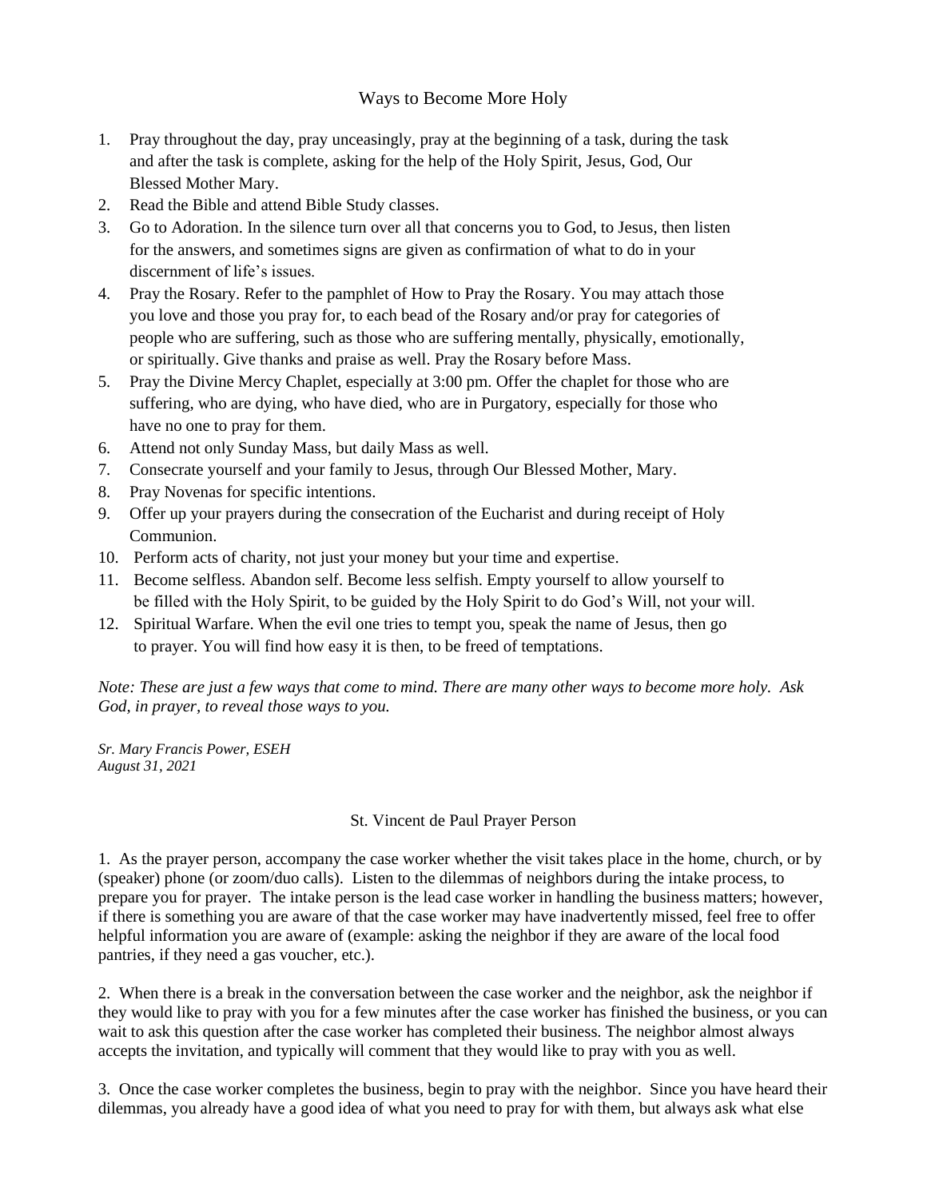## Ways to Become More Holy

1. Pray throughout the day, pray unceasingly, pray at the beginning of a task, during the task and after the task is complete, asking for the help of the Holy Spirit, Jesus, God, Our Blessed Mother Mary.
2. Read the Bible and attend Bible Study classes.
3. Go to Adoration. In the silence turn over all that concerns you to God, to Jesus, then listen for the answers, and sometimes signs are given as confirmation of what to do in your discernment of life's issues.
4. Pray the Rosary. Refer to the pamphlet of How to Pray the Rosary. You may attach those you love and those you pray for, to each bead of the Rosary and/or pray for categories of people who are suffering, such as those who are suffering mentally, physically, emotionally, or spiritually. Give thanks and praise as well. Pray the Rosary before Mass.
5. Pray the Divine Mercy Chaplet, especially at 3:00 pm. Offer the chaplet for those who are suffering, who are dying, who have died, who are in Purgatory, especially for those who have no one to pray for them.
6. Attend not only Sunday Mass, but daily Mass as well.
7. Consecrate yourself and your family to Jesus, through Our Blessed Mother, Mary.
8. Pray Novenas for specific intentions.
9. Offer up your prayers during the consecration of the Eucharist and during receipt of Holy Communion.
10. Perform acts of charity, not just your money but your time and expertise.
11. Become selfless. Abandon self. Become less selfish. Empty yourself to allow yourself to be filled with the Holy Spirit, to be guided by the Holy Spirit to do God's Will, not your will.
12. Spiritual Warfare. When the evil one tries to tempt you, speak the name of Jesus, then go to prayer. You will find how easy it is then, to be freed of temptations.

*Note: These are just a few ways that come to mind. There are many other ways to become more holy. Ask God, in prayer, to reveal those ways to you.*

*Sr. Mary Francis Power, ESEH*
*August 31, 2021*

## St. Vincent de Paul Prayer Person

1. As the prayer person, accompany the case worker whether the visit takes place in the home, church, or by (speaker) phone (or zoom/duo calls). Listen to the dilemmas of neighbors during the intake process, to prepare you for prayer. The intake person is the lead case worker in handling the business matters; however, if there is something you are aware of that the case worker may have inadvertently missed, feel free to offer helpful information you are aware of (example: asking the neighbor if they are aware of the local food pantries, if they need a gas voucher, etc.).

2. When there is a break in the conversation between the case worker and the neighbor, ask the neighbor if they would like to pray with you for a few minutes after the case worker has finished the business, or you can wait to ask this question after the case worker has completed their business. The neighbor almost always accepts the invitation, and typically will comment that they would like to pray with you as well.

3. Once the case worker completes the business, begin to pray with the neighbor. Since you have heard their dilemmas, you already have a good idea of what you need to pray for with them, but always ask what else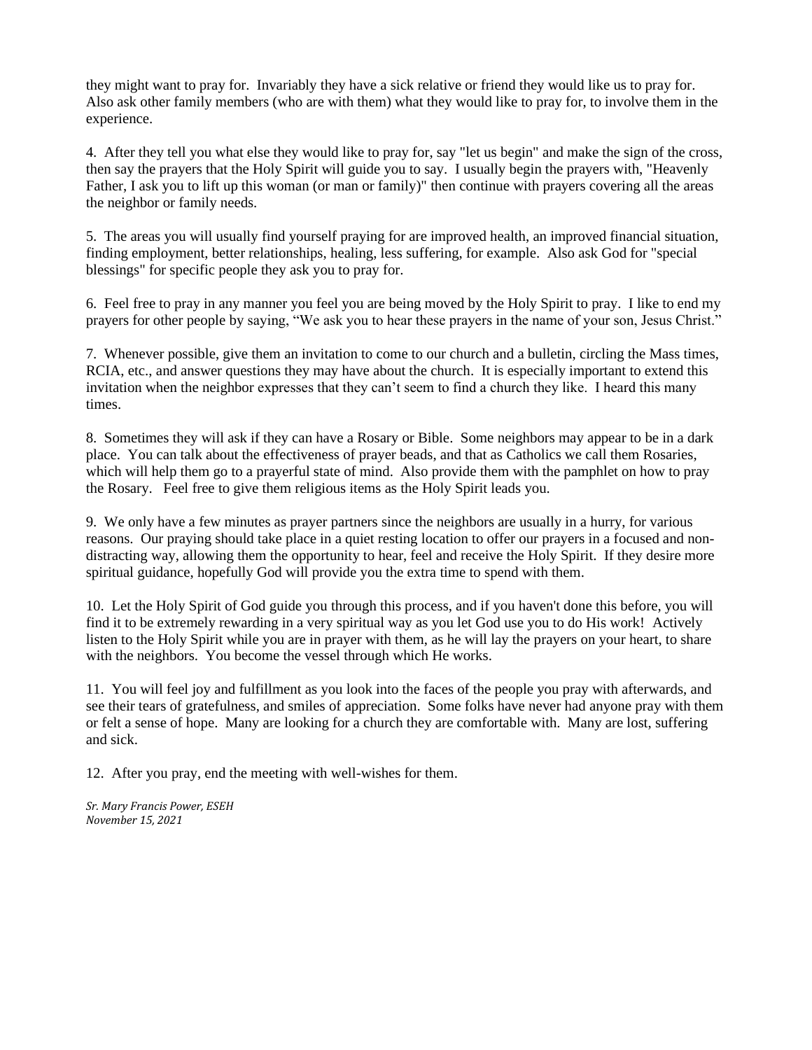they might want to pray for. Invariably they have a sick relative or friend they would like us to pray for. Also ask other family members (who are with them) what they would like to pray for, to involve them in the experience.

4. After they tell you what else they would like to pray for, say "let us begin" and make the sign of the cross, then say the prayers that the Holy Spirit will guide you to say. I usually begin the prayers with, "Heavenly Father, I ask you to lift up this woman (or man or family)" then continue with prayers covering all the areas the neighbor or family needs.

5. The areas you will usually find yourself praying for are improved health, an improved financial situation, finding employment, better relationships, healing, less suffering, for example. Also ask God for "special blessings" for specific people they ask you to pray for.

6. Feel free to pray in any manner you feel you are being moved by the Holy Spirit to pray. I like to end my prayers for other people by saying, "We ask you to hear these prayers in the name of your son, Jesus Christ."

7. Whenever possible, give them an invitation to come to our church and a bulletin, circling the Mass times, RCIA, etc., and answer questions they may have about the church. It is especially important to extend this invitation when the neighbor expresses that they can't seem to find a church they like. I heard this many times.

8. Sometimes they will ask if they can have a Rosary or Bible. Some neighbors may appear to be in a dark place. You can talk about the effectiveness of prayer beads, and that as Catholics we call them Rosaries, which will help them go to a prayerful state of mind. Also provide them with the pamphlet on how to pray the Rosary. Feel free to give them religious items as the Holy Spirit leads you.

9. We only have a few minutes as prayer partners since the neighbors are usually in a hurry, for various reasons. Our praying should take place in a quiet resting location to offer our prayers in a focused and non-distracting way, allowing them the opportunity to hear, feel and receive the Holy Spirit. If they desire more spiritual guidance, hopefully God will provide you the extra time to spend with them.

10. Let the Holy Spirit of God guide you through this process, and if you haven't done this before, you will find it to be extremely rewarding in a very spiritual way as you let God use you to do His work! Actively listen to the Holy Spirit while you are in prayer with them, as he will lay the prayers on your heart, to share with the neighbors. You become the vessel through which He works.

11. You will feel joy and fulfillment as you look into the faces of the people you pray with afterwards, and see their tears of gratefulness, and smiles of appreciation. Some folks have never had anyone pray with them or felt a sense of hope. Many are looking for a church they are comfortable with. Many are lost, suffering and sick.

12. After you pray, end the meeting with well-wishes for them.

*Sr. Mary Francis Power, ESEH*
*November 15, 2021*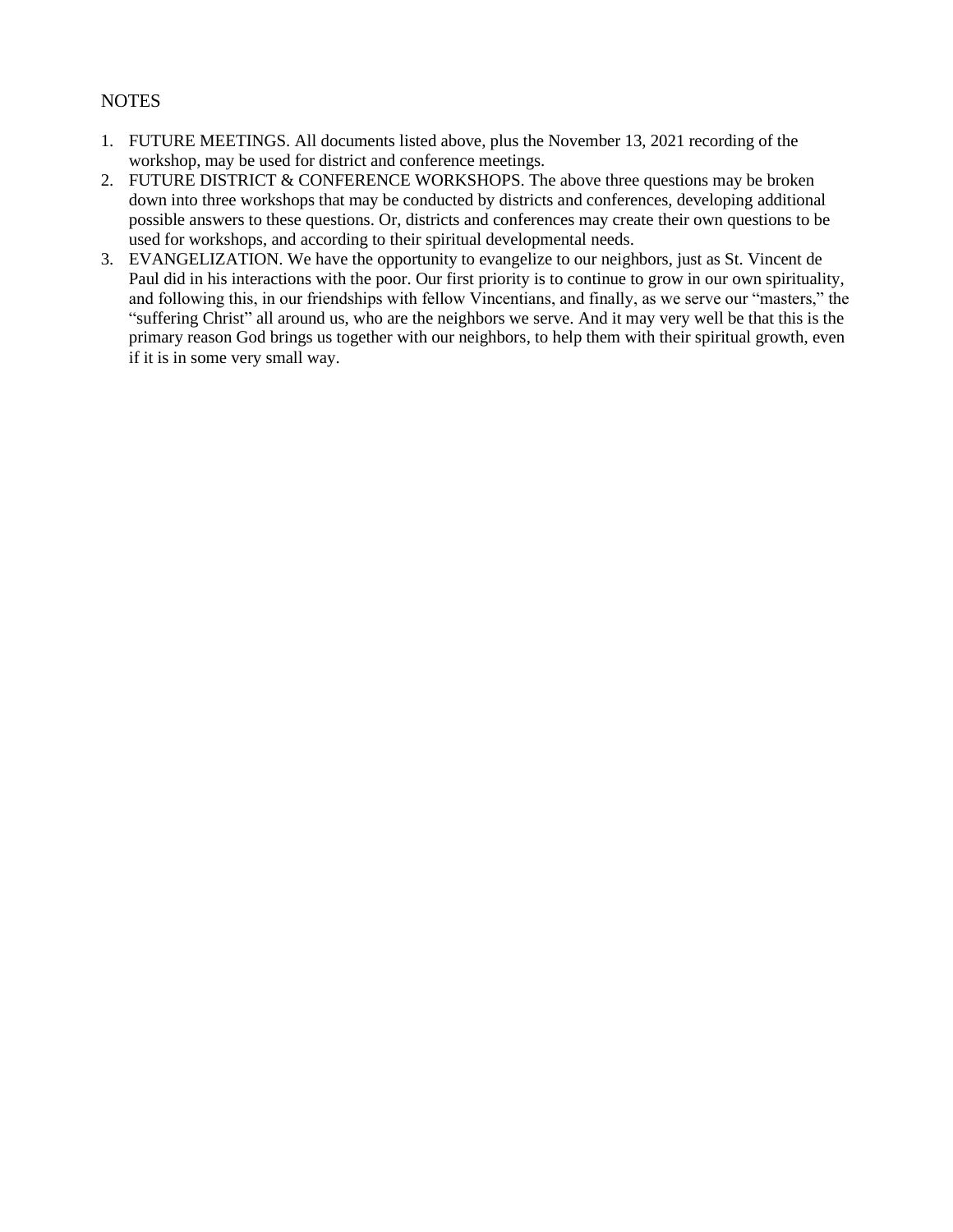NOTES

1. FUTURE MEETINGS. All documents listed above, plus the November 13, 2021 recording of the workshop, may be used for district and conference meetings.
2. FUTURE DISTRICT & CONFERENCE WORKSHOPS. The above three questions may be broken down into three workshops that may be conducted by districts and conferences, developing additional possible answers to these questions. Or, districts and conferences may create their own questions to be used for workshops, and according to their spiritual developmental needs.
3. EVANGELIZATION. We have the opportunity to evangelize to our neighbors, just as St. Vincent de Paul did in his interactions with the poor. Our first priority is to continue to grow in our own spirituality, and following this, in our friendships with fellow Vincentians, and finally, as we serve our "masters," the "suffering Christ" all around us, who are the neighbors we serve. And it may very well be that this is the primary reason God brings us together with our neighbors, to help them with their spiritual growth, even if it is in some very small way.